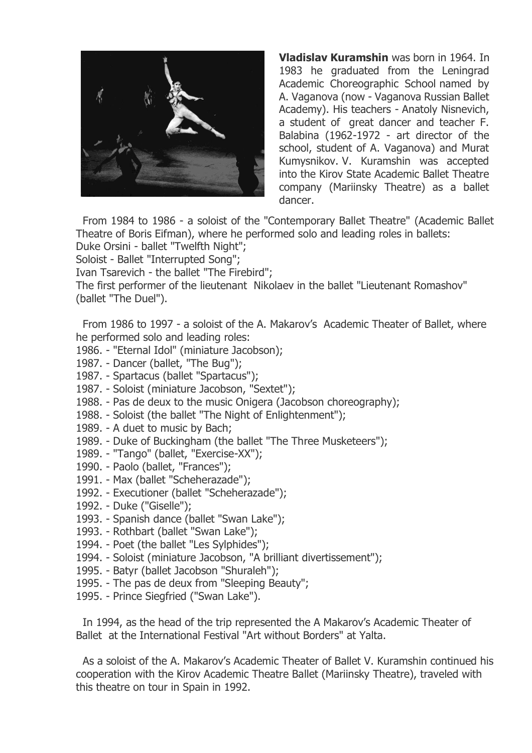**Vladislav Kuramshin** was born in 1964. In 1983 he graduated from the Leningrad Academic Choreographic School named by A. Vaganova (now - Vaganova Russian Ballet Academy). His teachers - Anatoly Nisnevich, a student of great dancer and teacher F. Balabina (1962-1972 - art director of the school, student of A. Vaganova) and Murat Kumysnikov. V. Kuramshin was accepted into the Kirov State Academic Ballet Theatre company (Mariinsky Theatre) as a ballet dancer.

From 1984 to 1986 - a soloist of the "Contemporary Ballet Theatre" (Academic Ballet Theatre of Boris Eifman), where he performed solo and leading roles in ballets:
Duke Orsini - ballet "Twelfth Night";
Soloist - Ballet "Interrupted Song";
Ivan Tsarevich - the ballet "The Firebird";
The first performer of the lieutenant Nikolaev in the ballet "Lieutenant Romashov" (ballet "The Duel").

From 1986 to 1997 - a soloist of the A. Makarov's Academic Theater of Ballet, where he performed solo and leading roles:
1986. - "Eternal Idol" (miniature Jacobson);
1987. - Dancer (ballet, "The Bug");
1987. - Spartacus (ballet "Spartacus");
1987. - Soloist (miniature Jacobson, "Sextet");
1988. - Pas de deux to the music Onigera (Jacobson choreography);
1988. - Soloist (the ballet "The Night of Enlightenment");
1989. - A duet to music by Bach;
1989. - Duke of Buckingham (the ballet "The Three Musketeers");
1989. - "Tango" (ballet, "Exercise-XX");
1990. - Paolo (ballet, "Frances");
1991. - Max (ballet "Scheherazade");
1992. - Executioner (ballet "Scheherazade");
1992. - Duke ("Giselle");
1993. - Spanish dance (ballet "Swan Lake");
1993. - Rothbart (ballet "Swan Lake");
1994. - Poet (the ballet "Les Sylphides");
1994. - Soloist (miniature Jacobson, "A brilliant divertissement");
1995. - Batyr (ballet Jacobson "Shuraleh");
1995. - The pas de deux from "Sleeping Beauty";
1995. - Prince Siegfried ("Swan Lake").

In 1994, as the head of the trip represented the A Makarov's Academic Theater of Ballet at the International Festival "Art without Borders" at Yalta.

As a soloist of the A. Makarov's Academic Theater of Ballet V. Kuramshin continued his cooperation with the Kirov Academic Theatre Ballet (Mariinsky Theatre), traveled with this theatre on tour in Spain in 1992.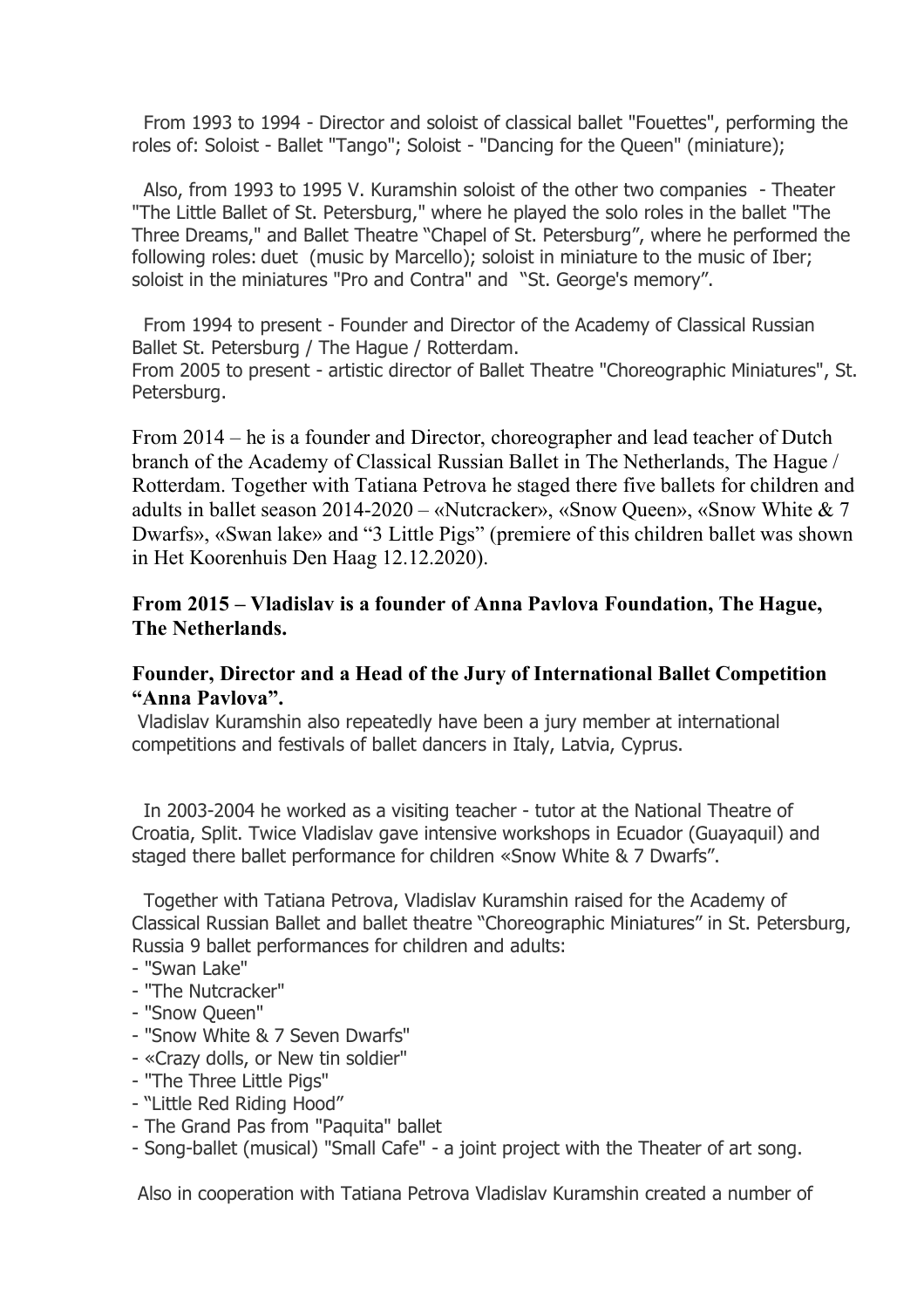From 1993 to 1994 - Director and soloist of classical ballet "Fouettes", performing the roles of: Soloist - Ballet "Tango"; Soloist - "Dancing for the Queen" (miniature);

Also, from 1993 to 1995 V. Kuramshin soloist of the other two companies - Theater "The Little Ballet of St. Petersburg," where he played the solo roles in the ballet "The Three Dreams," and Ballet Theatre "Chapel of St. Petersburg", where he performed the following roles: duet (music by Marcello); soloist in miniature to the music of Iber; soloist in the miniatures "Pro and Contra" and "St. George's memory".

From 1994 to present - Founder and Director of the Academy of Classical Russian Ballet St. Petersburg / The Hague / Rotterdam.
From 2005 to present - artistic director of Ballet Theatre "Choreographic Miniatures", St. Petersburg.

From 2014 – he is a founder and Director, choreographer and lead teacher of Dutch branch of the Academy of Classical Russian Ballet in The Netherlands, The Hague / Rotterdam. Together with Tatiana Petrova he staged there five ballets for children and adults in ballet season 2014-2020 – «Nutcracker», «Snow Queen», «Snow White & 7 Dwarfs», «Swan lake» and "3 Little Pigs" (premiere of this children ballet was shown in Het Koorenhuis Den Haag 12.12.2020).

**From 2015 – Vladislav is a founder of Anna Pavlova Foundation, The Hague, The Netherlands.**

**Founder, Director and a Head of the Jury of International Ballet Competition "Anna Pavlova".**
Vladislav Kuramshin also repeatedly have been a jury member at international competitions and festivals of ballet dancers in Italy, Latvia, Cyprus.

In 2003-2004 he worked as a visiting teacher - tutor at the National Theatre of Croatia, Split. Twice Vladislav gave intensive workshops in Ecuador (Guayaquil) and staged there ballet performance for children «Snow White & 7 Dwarfs".

Together with Tatiana Petrova, Vladislav Kuramshin raised for the Academy of Classical Russian Ballet and ballet theatre "Choreographic Miniatures" in St. Petersburg, Russia 9 ballet performances for children and adults:

- "Swan Lake"
- "The Nutcracker"
- "Snow Queen"
- "Snow White & 7 Seven Dwarfs"
- «Crazy dolls, or New tin soldier"
- "The Three Little Pigs"
- "Little Red Riding Hood"
- The Grand Pas from "Paquita" ballet
- Song-ballet (musical) "Small Cafe" - a joint project with the Theater of art song.

Also in cooperation with Tatiana Petrova Vladislav Kuramshin created a number of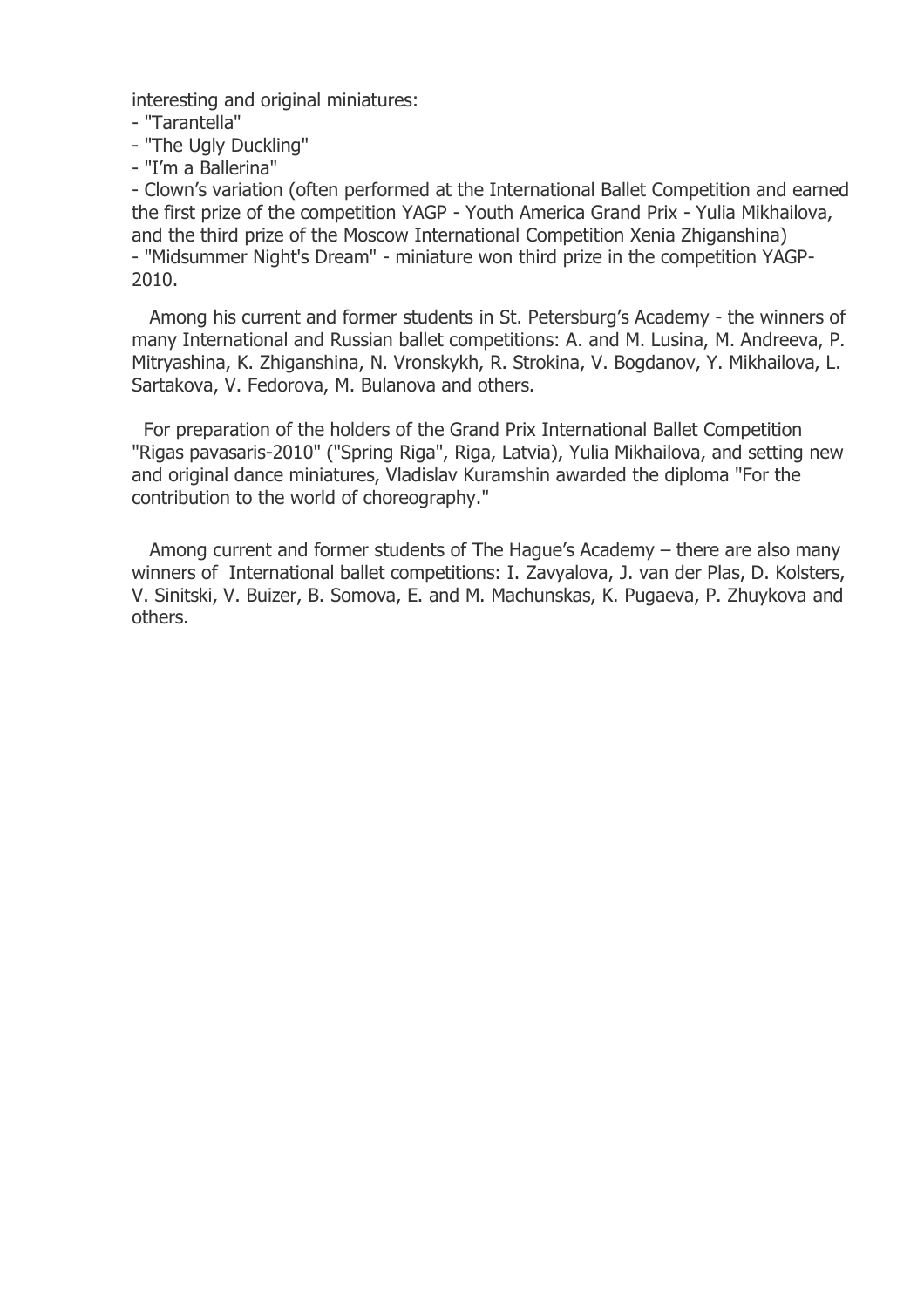interesting and original miniatures:

- "Tarantella"
- "The Ugly Duckling"
- "I'm a Ballerina"
- Clown's variation (often performed at the International Ballet Competition and earned the first prize of the competition YAGP - Youth America Grand Prix - Yulia Mikhailova, and the third prize of the Moscow International Competition Xenia Zhiganshina)
- "Midsummer Night's Dream" - miniature won third prize in the competition YAGP-2010.

Among his current and former students in St. Petersburg's Academy - the winners of many International and Russian ballet competitions: A. and M. Lusina, M. Andreeva, P. Mitryashina, K. Zhiganshina, N. Vronskykh, R. Strokina, V. Bogdanov, Y. Mikhailova, L. Sartakova, V. Fedorova, M. Bulanova and others.

For preparation of the holders of the Grand Prix International Ballet Competition "Rigas pavasaris-2010" ("Spring Riga", Riga, Latvia), Yulia Mikhailova, and setting new and original dance miniatures, Vladislav Kuramshin awarded the diploma "For the contribution to the world of choreography."

Among current and former students of The Hague's Academy – there are also many winners of International ballet competitions: I. Zavyalova, J. van der Plas, D. Kolsters, V. Sinitski, V. Buizer, B. Somova, E. and M. Machunskas, K. Pugaeva, P. Zhuykova and others.